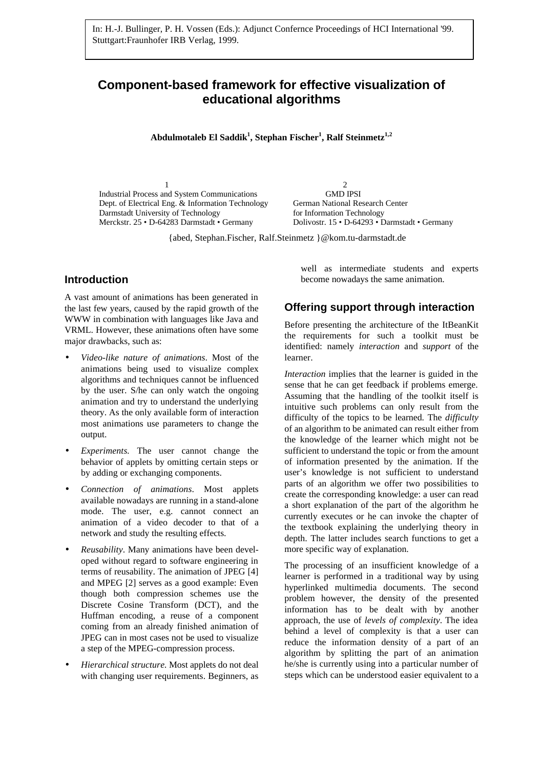In: H.-J. Bullinger, P. H. Vossen (Eds.): Adjunct Confernce Proceedings of HCI International '99. Stuttgart:Fraunhofer IRB Verlag, 1999.

# Component-based framework for effective visualization of educational algorithms

**Abdulmotaleb El Saddik[1], Stephan Fischer[1], Ralf Steinmetz[1,2]**

[1] Industrial Process and System Communications
Dept. of Electrical Eng. & Information Technology
Darmstadt University of Technology
Merckstr. 25 • D-64283 Darmstadt • Germany

[2] GMD IPSI
German National Research Center
for Information Technology
Dolivostr. 15 • D-64293 • Darmstadt • Germany

{abed, Stephan.Fischer, Ralf.Steinmetz }@kom.tu-darmstadt.de

## Introduction

A vast amount of animations has been generated in the last few years, caused by the rapid growth of the WWW in combination with languages like Java and VRML. However, these animations often have some major drawbacks, such as:

- *Video-like nature of animations*. Most of the animations being used to visualize complex algorithms and techniques cannot be influenced by the user. S/he can only watch the ongoing animation and try to understand the underlying theory. As the only available form of interaction most animations use parameters to change the output.
- *Experiments.* The user cannot change the behavior of applets by omitting certain steps or by adding or exchanging components.
- *Connection of animations*. Most applets available nowadays are running in a stand-alone mode. The user, e.g. cannot connect an animation of a video decoder to that of a network and study the resulting effects.
- *Reusability*. Many animations have been developed without regard to software engineering in terms of reusability. The animation of JPEG [4] and MPEG [2] serves as a good example: Even though both compression schemes use the Discrete Cosine Transform (DCT), and the Huffman encoding, a reuse of a component coming from an already finished animation of JPEG can in most cases not be used to visualize a step of the MPEG-compression process.
- *Hierarchical structure.* Most applets do not deal with changing user requirements. Beginners, as well as intermediate students and experts become nowadays the same animation.

## Offering support through interaction

Before presenting the architecture of the ItBeanKit the requirements for such a toolkit must be identified: namely *interaction* and *support* of the learner.

*Interaction* implies that the learner is guided in the sense that he can get feedback if problems emerge. Assuming that the handling of the toolkit itself is intuitive such problems can only result from the difficulty of the topics to be learned. The *difficulty* of an algorithm to be animated can result either from the knowledge of the learner which might not be sufficient to understand the topic or from the amount of information presented by the animation. If the user's knowledge is not sufficient to understand parts of an algorithm we offer two possibilities to create the corresponding knowledge: a user can read a short explanation of the part of the algorithm he currently executes or he can invoke the chapter of the textbook explaining the underlying theory in depth. The latter includes search functions to get a more specific way of explanation.

The processing of an insufficient knowledge of a learner is performed in a traditional way by using hyperlinked multimedia documents. The second problem however, the density of the presented information has to be dealt with by another approach, the use of *levels of complexity*. The idea behind a level of complexity is that a user can reduce the information density of a part of an algorithm by splitting the part of an animation he/she is currently using into a particular number of steps which can be understood easier equivalent to a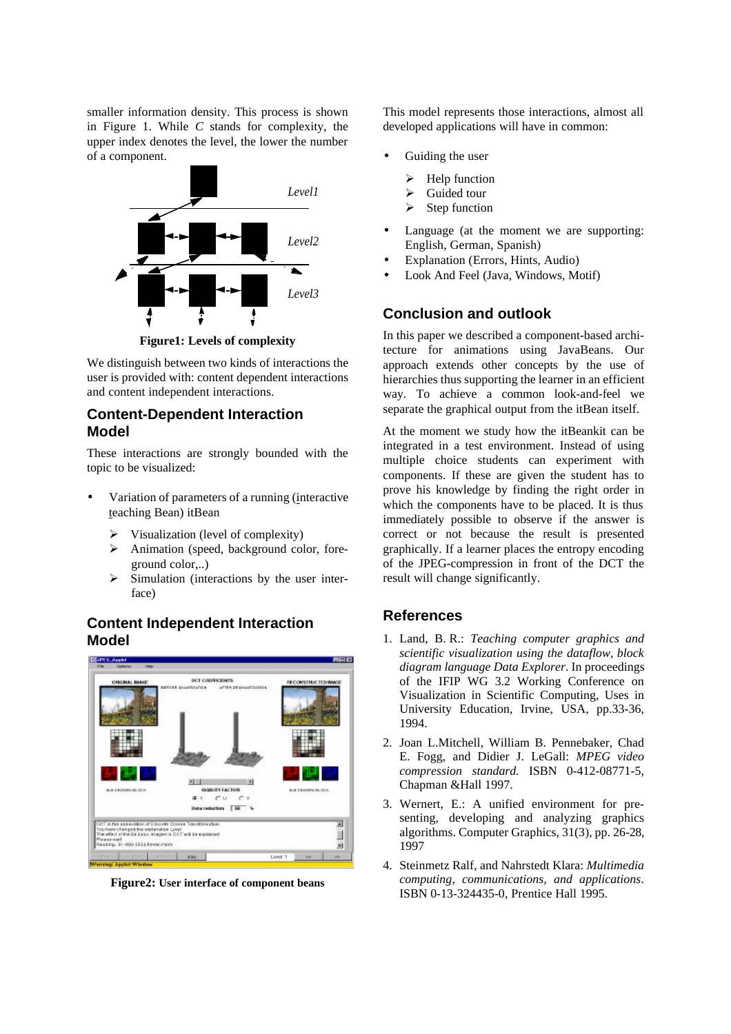smaller information density. This process is shown in Figure 1. While *C* stands for complexity, the upper index denotes the level, the lower the number of a component.

Level1

Level2

Level3

**Figure1: Levels of complexity**

We distinguish between two kinds of interactions the user is provided with: content dependent interactions and content independent interactions.

## Content-Dependent Interaction Model

These interactions are strongly bounded with the topic to be visualized:

- Variation of parameters of a running (interactive teaching Bean) itBean
  - Visualization (level of complexity)
  - Animation (speed, background color, foreground color,..)
  - Simulation (interactions by the user interface)

## Content Independent Interaction Model

**Figure2: User interface of component beans**

This model represents those interactions, almost all developed applications will have in common:

- Guiding the user
  - Help function
  - Guided tour
  - Step function
- Language (at the moment we are supporting: English, German, Spanish)
- Explanation (Errors, Hints, Audio)
- Look And Feel (Java, Windows, Motif)

## Conclusion and outlook

In this paper we described a component-based architecture for animations using JavaBeans. Our approach extends other concepts by the use of hierarchies thus supporting the learner in an efficient way. To achieve a common look-and-feel we separate the graphical output from the itBean itself.

At the moment we study how the itBeankit can be integrated in a test environment. Instead of using multiple choice students can experiment with components. If these are given the student has to prove his knowledge by finding the right order in which the components have to be placed. It is thus immediately possible to observe if the answer is correct or not because the result is presented graphically. If a learner places the entropy encoding of the JPEG-compression in front of the DCT the result will change significantly.

## References

1. Land, B. R.: *Teaching computer graphics and scientific visualization using the dataflow, block diagram language Data Explorer*. In proceedings of the IFIP WG 3.2 Working Conference on Visualization in Scientific Computing, Uses in University Education, Irvine, USA, pp.33-36, 1994.
2. Joan L.Mitchell, William B. Pennebaker, Chad E. Fogg, and Didier J. LeGall: *MPEG video compression standard.* ISBN 0-412-08771-5, Chapman &Hall 1997.
3. Wernert, E.: A unified environment for presenting, developing and analyzing graphics algorithms. Computer Graphics, 31(3), pp. 26-28, 1997
4. Steinmetz Ralf, and Nahrstedt Klara: *Multimedia computing, communications, and applications*. ISBN 0-13-324435-0, Prentice Hall 1995.